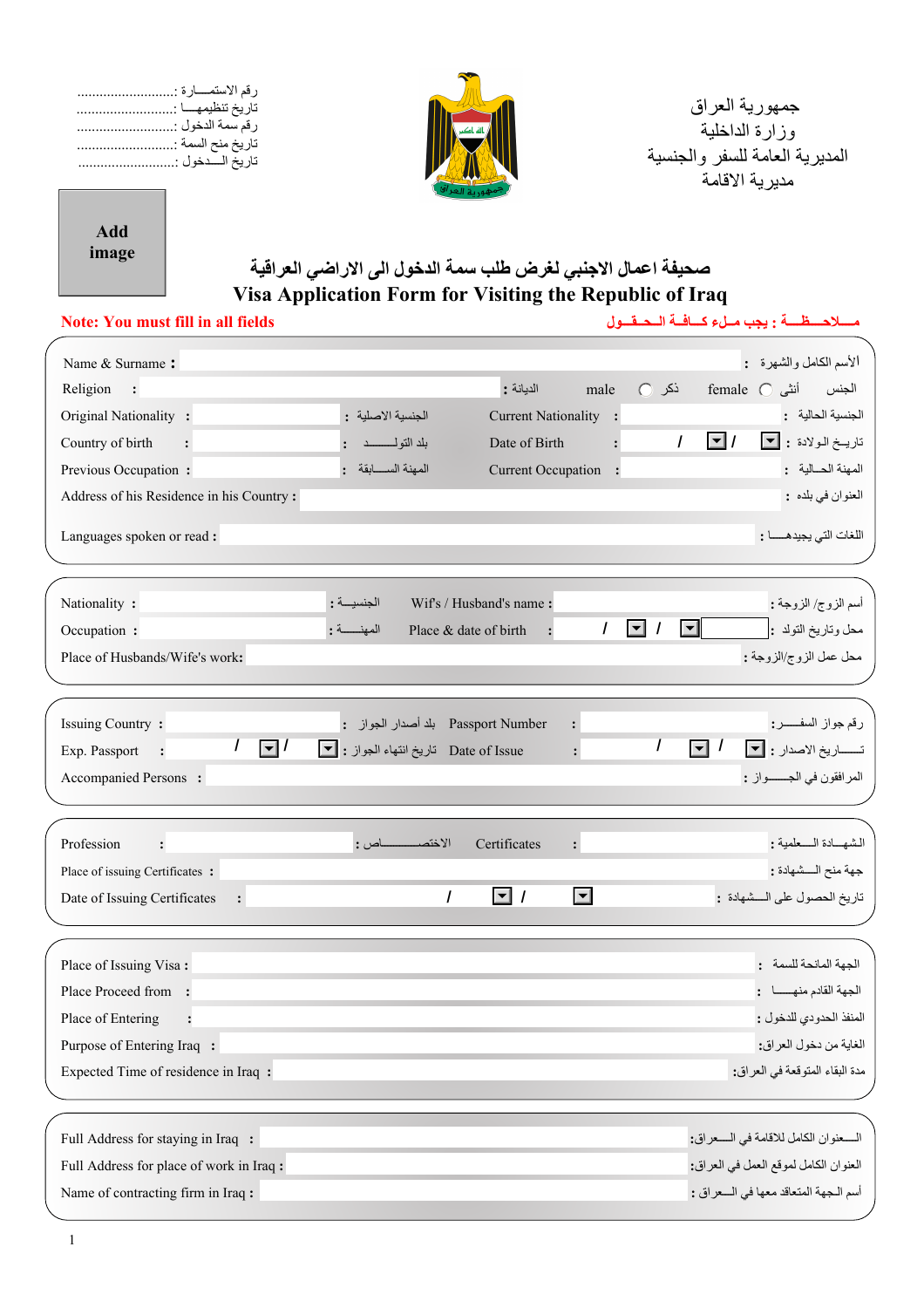جمهورية العراق
وزارة الداخلية
المديرية العامة للسفر و الجنسية
مديرية الاقامة

رقم الاستمـــارة: ..........................
تاريخ تنظيمهـــا: ..........................
رقم سمة الدخول: ..........................
تاريخ منح السمة: ..........................
تاريخ الـــدخول: ..........................

**Add image**

# صحيفة اعمال الاجنبي لغرض طلب سمة الدخول الى الاراضي العراقية
# Visa Application Form for Visiting the Republic of Iraq

**Note: You must fill in all fields** — مـــلاحــظـــة : يجب مـلء كـافـة الـحـقـول

Name & Surname : __________ : الأسم الكامل والشهرة

Religion : __________ : الديانة — male ◯ ذكر — female ◯ أنثى — الجنس

Original Nationality : __________ : الجنسية الاصلية — Current Nationality : __________ : الجنسية الحالية

Country of birth : __________ : بلد التولـــــد — Date of Birth : ___ / ___ / ___ : تاريـخ الـولادة

Previous Occupation : __________ : المهنة الســـابقة — Current Occupation : __________ : المهنة الحـالية

Address of his Residence in his Country : __________ : العنوان في بلده

Languages spoken or read : __________ : اللغات التي يجيدهـــا

---

Nationality : __________ : الجنسيـــة — Wif's / Husband's name : __________ : أسم الزوج /الزوجة

Occupation : __________ : المهنـــة — Place & date of birth : ___ / ___ / ___ : محل وتاريخ التولد

Place of Husbands/Wife's work: __________ : محل عمل الزوج/الزوجة

---

Issuing Country : __________ : بلد أصدار الجواز — Passport Number : __________ : رقم جواز السفـــر

Exp. Passport : ___ / ___ / ___ : تاريخ انتهاء الجواز — Date of Issue : ___ / ___ / ___ : تــــاريخ الاصدار

Accompanied Persons : __________ : المرافقون في الجــــواز

---

Profession : __________ : الاختصـــــــــاص — Certificates : __________ : الشهــادة الــعلمية

Place of issuing Certificates : __________ : جهة منح الـــشهادة

Date of Issuing Certificates : ___ / ___ / ___ : تاريخ الحصول على الـــشهادة

---

Place of Issuing Visa : __________ : الجهة المانحة للسمة

Place Proceed from : __________ : الجهة القادم منهـــا

Place of Entering : __________ : المنفذ الحدودي للدخول

Purpose of Entering Iraq : __________ : الغاية من دخول العراق

Expected Time of residence in Iraq : __________ : مدة البقاء المتوقعة في العراق

---

Full Address for staying in Iraq : __________ : الـــعنوان الكامل للاقامة في الــعـــراق

Full Address for place of work in Iraq : __________ : العنوان الكامل لموقع العمل في العراق

Name of contracting firm in Iraq : __________ : أسم الـجهة المتعاقد معها في الـــعراق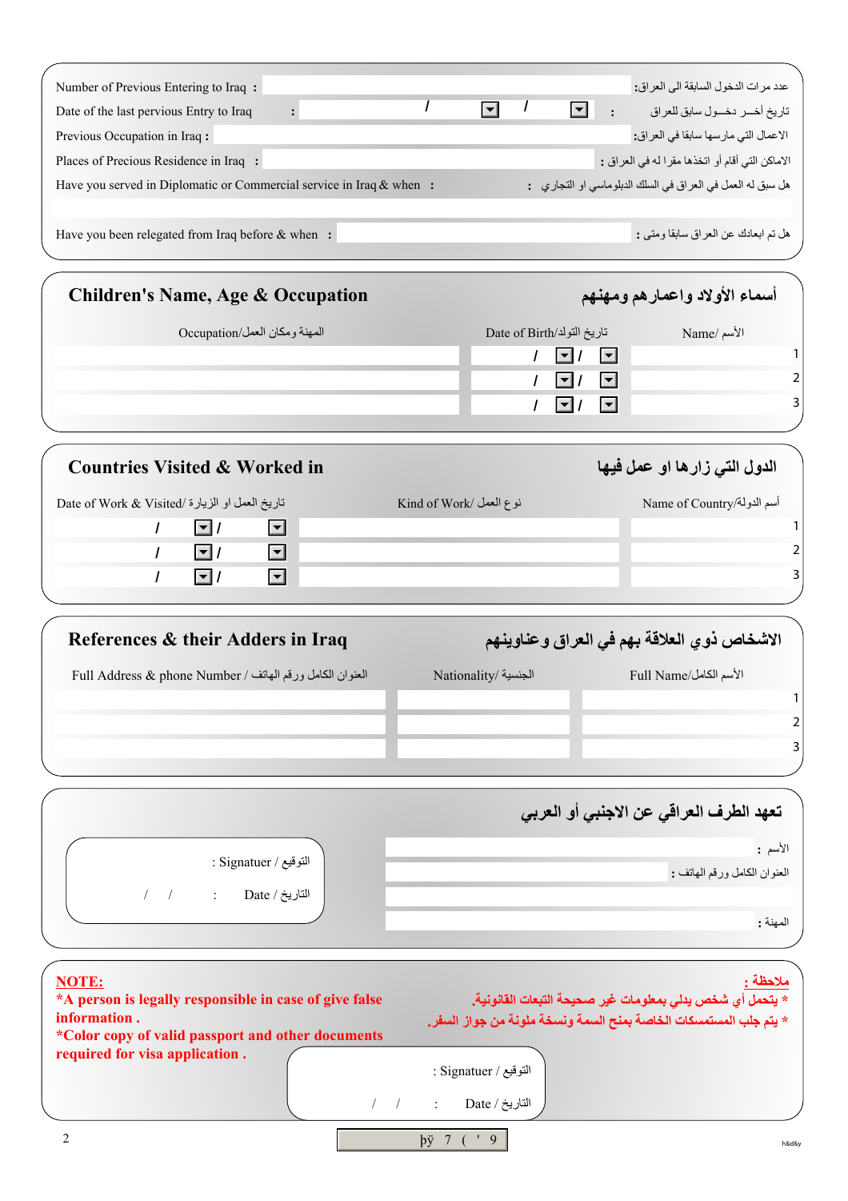Number of Previous Entering to Iraq : عدد مرات الدخول السابقة الى العراق:

Date of the last pervious Entry to Iraq : / / : تاريخ أخــر دخــول سابق للعراق

Previous Occupation in Iraq : الاعمال التي مارسها سابقا في العراق:

Places of Precious Residence in Iraq : الاماكن التي أقام أو اتخذها مقرا له في العراق :

Have you served in Diplomatic or Commercial service in Iraq & when : هل سبق له العمل في العراق في السلك الدبلوماسي او التجاري :

Have you been relegated from Iraq before & when : هل تم ابعادك عن العراق سابقا ومتى :

## Children's Name, Age & Occupation — أسماء الأولاد واعمارهم ومهنهم

| | Name/ الأسم | Date of Birth/تاريخ التولد | Occupation/المهنة ومكان العمل |
|---|---|---|---|
| 1 | | / / | |
| 2 | | / / | |
| 3 | | / / | |

## Countries Visited & Worked in — الدول التي زارها او عمل فيها

| | Name of Country/أسم الدولة | Kind of Work/ نوع العمل | Date of Work & Visited/ تاريخ العمل او الزيارة |
|---|---|---|---|
| 1 | | | / / |
| 2 | | | / / |
| 3 | | | / / |

## References & their Adders in Iraq — الاشخاص ذوي العلاقة بهم في العراق وعناوينهم

| | Full Name/الأسم الكامل | Nationality/ الجنسية | Full Address & phone Number / العنوان الكامل ورقم الهاتف |
|---|---|---|---|
| 1 | | | |
| 2 | | | |
| 3 | | | |

## تعهد الطرف العراقي عن الاجنبي أو العربي

الأسم :

العنوان الكامل ورقم الهاتف :

المهنة :

Signatuer / التوقيع :

Date / التاريخ : / /

**NOTE:**

**\*A person is legally responsible in case of give false information .**

**\*Color copy of valid passport and other documents required for visa application .**

**: ملاحظة**

**\* يتحمل أي شخص يدلي بمعلومات غير صحيحة التبعات القانونية.**

**\* يتم جلب المستمسكات الخاصة بمنح السمة ونسخة ملونة من جواز السفر.**

Signatuer / التوقيع :

Date / التاريخ : / /